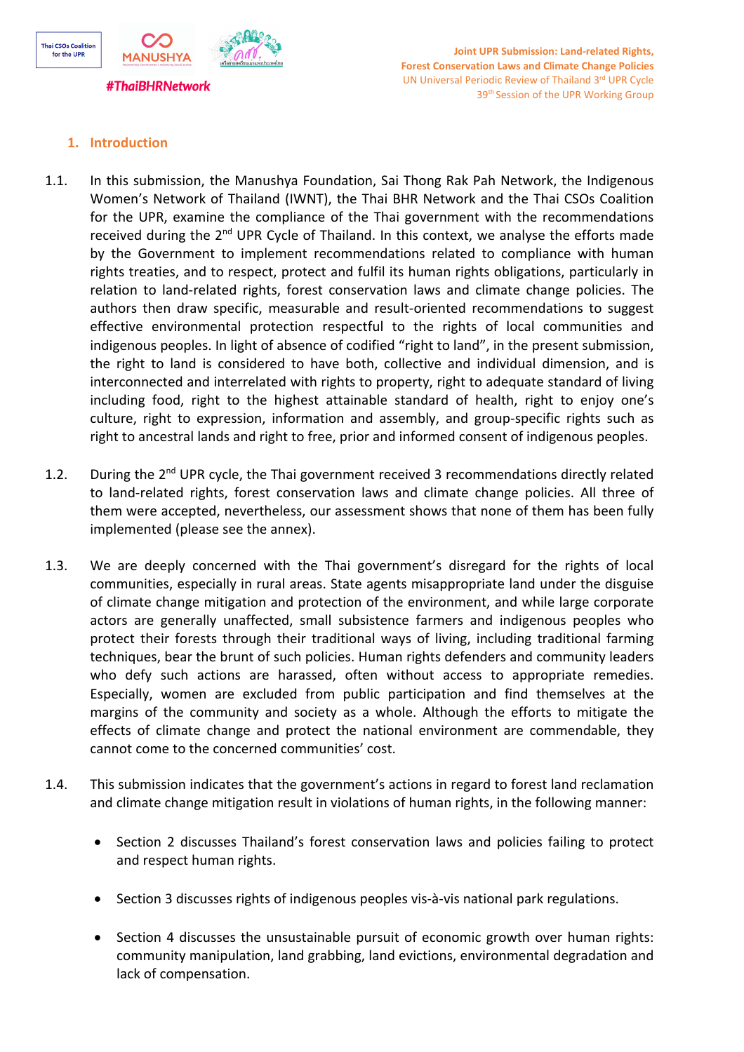## 1. Introduction

1.1. In this submission, the Manushya Foundation, Sai Thong Rak Pah Network, the Indigenous Women's Network of Thailand (IWNT), the Thai BHR Network and the Thai CSOs Coalition for the UPR, examine the compliance of the Thai government with the recommendations received during the 2nd UPR Cycle of Thailand. In this context, we analyse the efforts made by the Government to implement recommendations related to compliance with human rights treaties, and to respect, protect and fulfil its human rights obligations, particularly in relation to land-related rights, forest conservation laws and climate change policies. The authors then draw specific, measurable and result-oriented recommendations to suggest effective environmental protection respectful to the rights of local communities and indigenous peoples. In light of absence of codified "right to land", in the present submission, the right to land is considered to have both, collective and individual dimension, and is interconnected and interrelated with rights to property, right to adequate standard of living including food, right to the highest attainable standard of health, right to enjoy one's culture, right to expression, information and assembly, and group-specific rights such as right to ancestral lands and right to free, prior and informed consent of indigenous peoples.

1.2. During the 2nd UPR cycle, the Thai government received 3 recommendations directly related to land-related rights, forest conservation laws and climate change policies. All three of them were accepted, nevertheless, our assessment shows that none of them has been fully implemented (please see the annex).

1.3. We are deeply concerned with the Thai government's disregard for the rights of local communities, especially in rural areas. State agents misappropriate land under the disguise of climate change mitigation and protection of the environment, and while large corporate actors are generally unaffected, small subsistence farmers and indigenous peoples who protect their forests through their traditional ways of living, including traditional farming techniques, bear the brunt of such policies. Human rights defenders and community leaders who defy such actions are harassed, often without access to appropriate remedies. Especially, women are excluded from public participation and find themselves at the margins of the community and society as a whole. Although the efforts to mitigate the effects of climate change and protect the national environment are commendable, they cannot come to the concerned communities' cost.

1.4. This submission indicates that the government's actions in regard to forest land reclamation and climate change mitigation result in violations of human rights, in the following manner:

- Section 2 discusses Thailand's forest conservation laws and policies failing to protect and respect human rights.
- Section 3 discusses rights of indigenous peoples vis-à-vis national park regulations.
- Section 4 discusses the unsustainable pursuit of economic growth over human rights: community manipulation, land grabbing, land evictions, environmental degradation and lack of compensation.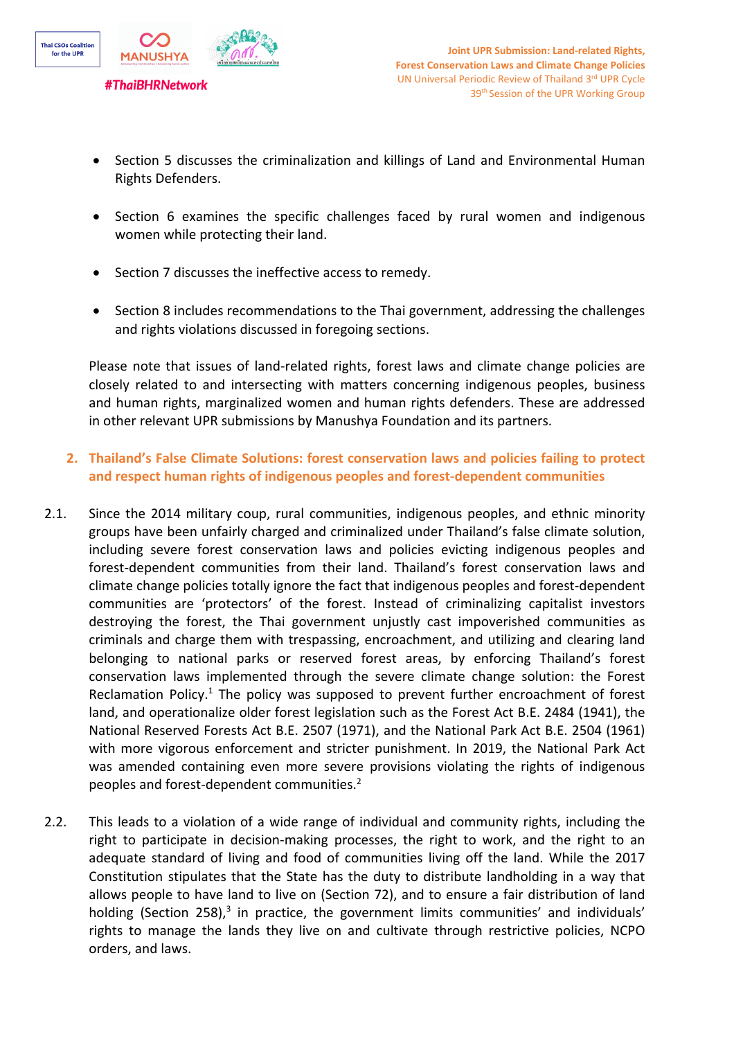- Section 5 discusses the criminalization and killings of Land and Environmental Human Rights Defenders.
- Section 6 examines the specific challenges faced by rural women and indigenous women while protecting their land.
- Section 7 discusses the ineffective access to remedy.
- Section 8 includes recommendations to the Thai government, addressing the challenges and rights violations discussed in foregoing sections.

Please note that issues of land-related rights, forest laws and climate change policies are closely related to and intersecting with matters concerning indigenous peoples, business and human rights, marginalized women and human rights defenders. These are addressed in other relevant UPR submissions by Manushya Foundation and its partners.

## 2. Thailand's False Climate Solutions: forest conservation laws and policies failing to protect and respect human rights of indigenous peoples and forest-dependent communities

2.1. Since the 2014 military coup, rural communities, indigenous peoples, and ethnic minority groups have been unfairly charged and criminalized under Thailand's false climate solution, including severe forest conservation laws and policies evicting indigenous peoples and forest-dependent communities from their land. Thailand's forest conservation laws and climate change policies totally ignore the fact that indigenous peoples and forest-dependent communities are 'protectors' of the forest. Instead of criminalizing capitalist investors destroying the forest, the Thai government unjustly cast impoverished communities as criminals and charge them with trespassing, encroachment, and utilizing and clearing land belonging to national parks or reserved forest areas, by enforcing Thailand's forest conservation laws implemented through the severe climate change solution: the Forest Reclamation Policy.[1] The policy was supposed to prevent further encroachment of forest land, and operationalize older forest legislation such as the Forest Act B.E. 2484 (1941), the National Reserved Forests Act B.E. 2507 (1971), and the National Park Act B.E. 2504 (1961) with more vigorous enforcement and stricter punishment. In 2019, the National Park Act was amended containing even more severe provisions violating the rights of indigenous peoples and forest-dependent communities.[2]

2.2. This leads to a violation of a wide range of individual and community rights, including the right to participate in decision-making processes, the right to work, and the right to an adequate standard of living and food of communities living off the land. While the 2017 Constitution stipulates that the State has the duty to distribute landholding in a way that allows people to have land to live on (Section 72), and to ensure a fair distribution of land holding (Section 258),[3] in practice, the government limits communities' and individuals' rights to manage the lands they live on and cultivate through restrictive policies, NCPO orders, and laws.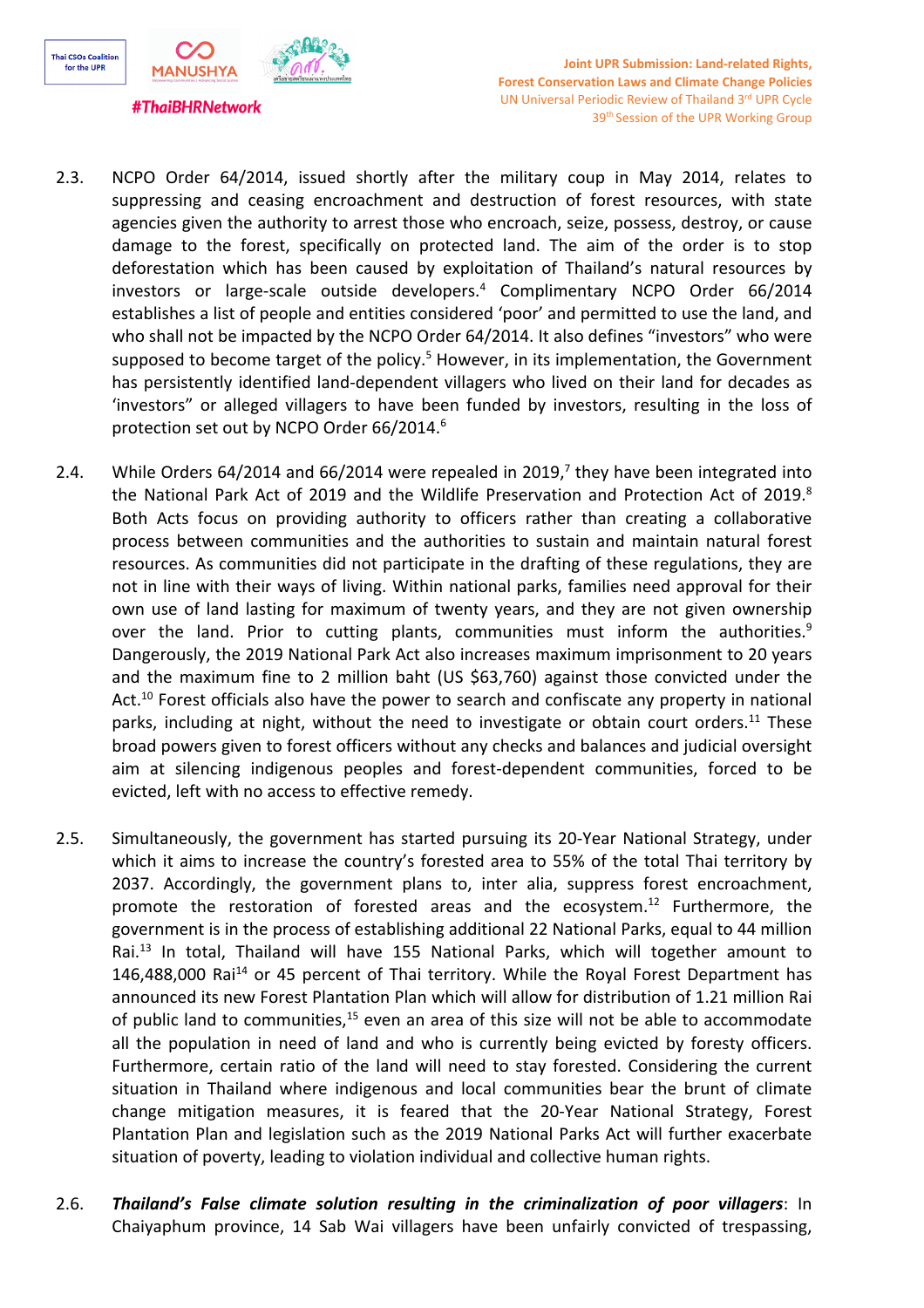2.3. NCPO Order 64/2014, issued shortly after the military coup in May 2014, relates to suppressing and ceasing encroachment and destruction of forest resources, with state agencies given the authority to arrest those who encroach, seize, possess, destroy, or cause damage to the forest, specifically on protected land. The aim of the order is to stop deforestation which has been caused by exploitation of Thailand's natural resources by investors or large-scale outside developers.[4] Complimentary NCPO Order 66/2014 establishes a list of people and entities considered 'poor' and permitted to use the land, and who shall not be impacted by the NCPO Order 64/2014. It also defines "investors" who were supposed to become target of the policy.[5] However, in its implementation, the Government has persistently identified land-dependent villagers who lived on their land for decades as 'investors' or alleged villagers to have been funded by investors, resulting in the loss of protection set out by NCPO Order 66/2014.[6]

2.4. While Orders 64/2014 and 66/2014 were repealed in 2019,[7] they have been integrated into the National Park Act of 2019 and the Wildlife Preservation and Protection Act of 2019.[8] Both Acts focus on providing authority to officers rather than creating a collaborative process between communities and the authorities to sustain and maintain natural forest resources. As communities did not participate in the drafting of these regulations, they are not in line with their ways of living. Within national parks, families need approval for their own use of land lasting for maximum of twenty years, and they are not given ownership over the land. Prior to cutting plants, communities must inform the authorities.[9] Dangerously, the 2019 National Park Act also increases maximum imprisonment to 20 years and the maximum fine to 2 million baht (US $63,760) against those convicted under the Act.[10] Forest officials also have the power to search and confiscate any property in national parks, including at night, without the need to investigate or obtain court orders.[11] These broad powers given to forest officers without any checks and balances and judicial oversight aim at silencing indigenous peoples and forest-dependent communities, forced to be evicted, left with no access to effective remedy.

2.5. Simultaneously, the government has started pursuing its 20-Year National Strategy, under which it aims to increase the country's forested area to 55% of the total Thai territory by 2037. Accordingly, the government plans to, inter alia, suppress forest encroachment, promote the restoration of forested areas and the ecosystem.[12] Furthermore, the government is in the process of establishing additional 22 National Parks, equal to 44 million Rai.[13] In total, Thailand will have 155 National Parks, which will together amount to 146,488,000 Rai[14] or 45 percent of Thai territory. While the Royal Forest Department has announced its new Forest Plantation Plan which will allow for distribution of 1.21 million Rai of public land to communities,[15] even an area of this size will not be able to accommodate all the population in need of land and who is currently being evicted by foresty officers. Furthermore, certain ratio of the land will need to stay forested. Considering the current situation in Thailand where indigenous and local communities bear the brunt of climate change mitigation measures, it is feared that the 20-Year National Strategy, Forest Plantation Plan and legislation such as the 2019 National Parks Act will further exacerbate situation of poverty, leading to violation individual and collective human rights.

2.6. ***Thailand's False climate solution resulting in the criminalization of poor villagers***: In Chaiyaphum province, 14 Sab Wai villagers have been unfairly convicted of trespassing,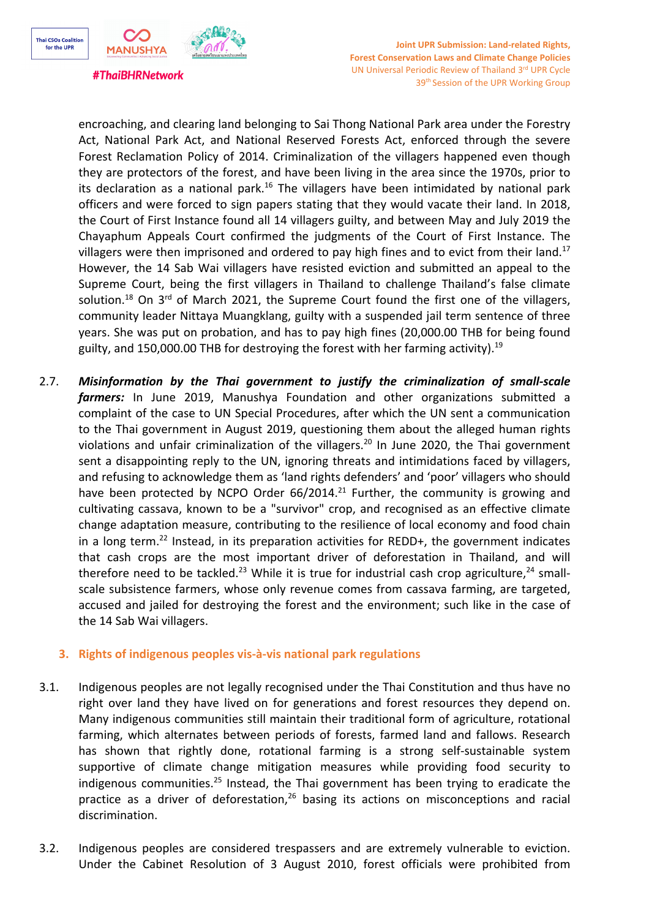encroaching, and clearing land belonging to Sai Thong National Park area under the Forestry Act, National Park Act, and National Reserved Forests Act, enforced through the severe Forest Reclamation Policy of 2014. Criminalization of the villagers happened even though they are protectors of the forest, and have been living in the area since the 1970s, prior to its declaration as a national park.[16] The villagers have been intimidated by national park officers and were forced to sign papers stating that they would vacate their land. In 2018, the Court of First Instance found all 14 villagers guilty, and between May and July 2019 the Chayaphum Appeals Court confirmed the judgments of the Court of First Instance. The villagers were then imprisoned and ordered to pay high fines and to evict from their land.[17] However, the 14 Sab Wai villagers have resisted eviction and submitted an appeal to the Supreme Court, being the first villagers in Thailand to challenge Thailand's false climate solution.[18] On 3rd of March 2021, the Supreme Court found the first one of the villagers, community leader Nittaya Muangklang, guilty with a suspended jail term sentence of three years. She was put on probation, and has to pay high fines (20,000.00 THB for being found guilty, and 150,000.00 THB for destroying the forest with her farming activity).[19]

2.7. ***Misinformation by the Thai government to justify the criminalization of small-scale farmers:*** In June 2019, Manushya Foundation and other organizations submitted a complaint of the case to UN Special Procedures, after which the UN sent a communication to the Thai government in August 2019, questioning them about the alleged human rights violations and unfair criminalization of the villagers.[20] In June 2020, the Thai government sent a disappointing reply to the UN, ignoring threats and intimidations faced by villagers, and refusing to acknowledge them as 'land rights defenders' and 'poor' villagers who should have been protected by NCPO Order 66/2014.[21] Further, the community is growing and cultivating cassava, known to be a "survivor" crop, and recognised as an effective climate change adaptation measure, contributing to the resilience of local economy and food chain in a long term.[22] Instead, in its preparation activities for REDD+, the government indicates that cash crops are the most important driver of deforestation in Thailand, and will therefore need to be tackled.[23] While it is true for industrial cash crop agriculture,[24] small-scale subsistence farmers, whose only revenue comes from cassava farming, are targeted, accused and jailed for destroying the forest and the environment; such like in the case of the 14 Sab Wai villagers.

## 3. Rights of indigenous peoples vis-à-vis national park regulations

3.1. Indigenous peoples are not legally recognised under the Thai Constitution and thus have no right over land they have lived on for generations and forest resources they depend on. Many indigenous communities still maintain their traditional form of agriculture, rotational farming, which alternates between periods of forests, farmed land and fallows. Research has shown that rightly done, rotational farming is a strong self-sustainable system supportive of climate change mitigation measures while providing food security to indigenous communities.[25] Instead, the Thai government has been trying to eradicate the practice as a driver of deforestation,[26] basing its actions on misconceptions and racial discrimination.

3.2. Indigenous peoples are considered trespassers and are extremely vulnerable to eviction. Under the Cabinet Resolution of 3 August 2010, forest officials were prohibited from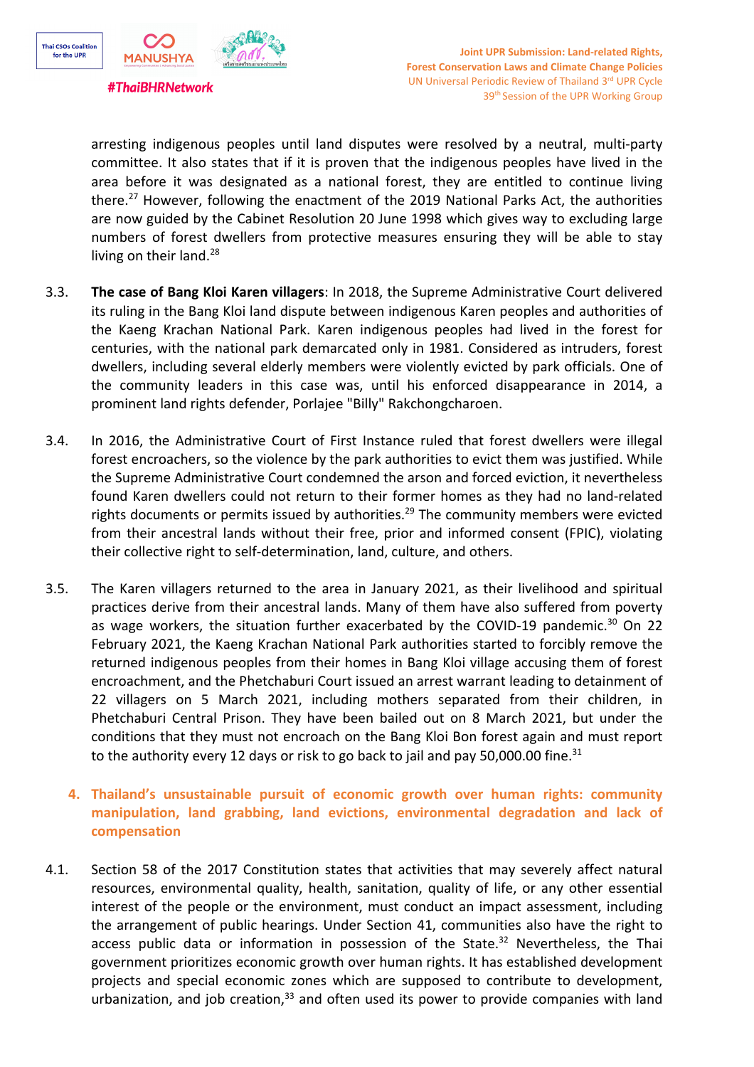arresting indigenous peoples until land disputes were resolved by a neutral, multi-party committee. It also states that if it is proven that the indigenous peoples have lived in the area before it was designated as a national forest, they are entitled to continue living there.[27] However, following the enactment of the 2019 National Parks Act, the authorities are now guided by the Cabinet Resolution 20 June 1998 which gives way to excluding large numbers of forest dwellers from protective measures ensuring they will be able to stay living on their land.[28]

3.3. **The case of Bang Kloi Karen villagers**: In 2018, the Supreme Administrative Court delivered its ruling in the Bang Kloi land dispute between indigenous Karen peoples and authorities of the Kaeng Krachan National Park. Karen indigenous peoples had lived in the forest for centuries, with the national park demarcated only in 1981. Considered as intruders, forest dwellers, including several elderly members were violently evicted by park officials. One of the community leaders in this case was, until his enforced disappearance in 2014, a prominent land rights defender, Porlajee "Billy" Rakchongcharoen.

3.4. In 2016, the Administrative Court of First Instance ruled that forest dwellers were illegal forest encroachers, so the violence by the park authorities to evict them was justified. While the Supreme Administrative Court condemned the arson and forced eviction, it nevertheless found Karen dwellers could not return to their former homes as they had no land-related rights documents or permits issued by authorities.[29] The community members were evicted from their ancestral lands without their free, prior and informed consent (FPIC), violating their collective right to self-determination, land, culture, and others.

3.5. The Karen villagers returned to the area in January 2021, as their livelihood and spiritual practices derive from their ancestral lands. Many of them have also suffered from poverty as wage workers, the situation further exacerbated by the COVID-19 pandemic.[30] On 22 February 2021, the Kaeng Krachan National Park authorities started to forcibly remove the returned indigenous peoples from their homes in Bang Kloi village accusing them of forest encroachment, and the Phetchaburi Court issued an arrest warrant leading to detainment of 22 villagers on 5 March 2021, including mothers separated from their children, in Phetchaburi Central Prison. They have been bailed out on 8 March 2021, but under the conditions that they must not encroach on the Bang Kloi Bon forest again and must report to the authority every 12 days or risk to go back to jail and pay 50,000.00 fine.[31]

## 4. Thailand's unsustainable pursuit of economic growth over human rights: community manipulation, land grabbing, land evictions, environmental degradation and lack of compensation

4.1. Section 58 of the 2017 Constitution states that activities that may severely affect natural resources, environmental quality, health, sanitation, quality of life, or any other essential interest of the people or the environment, must conduct an impact assessment, including the arrangement of public hearings. Under Section 41, communities also have the right to access public data or information in possession of the State.[32] Nevertheless, the Thai government prioritizes economic growth over human rights. It has established development projects and special economic zones which are supposed to contribute to development, urbanization, and job creation,[33] and often used its power to provide companies with land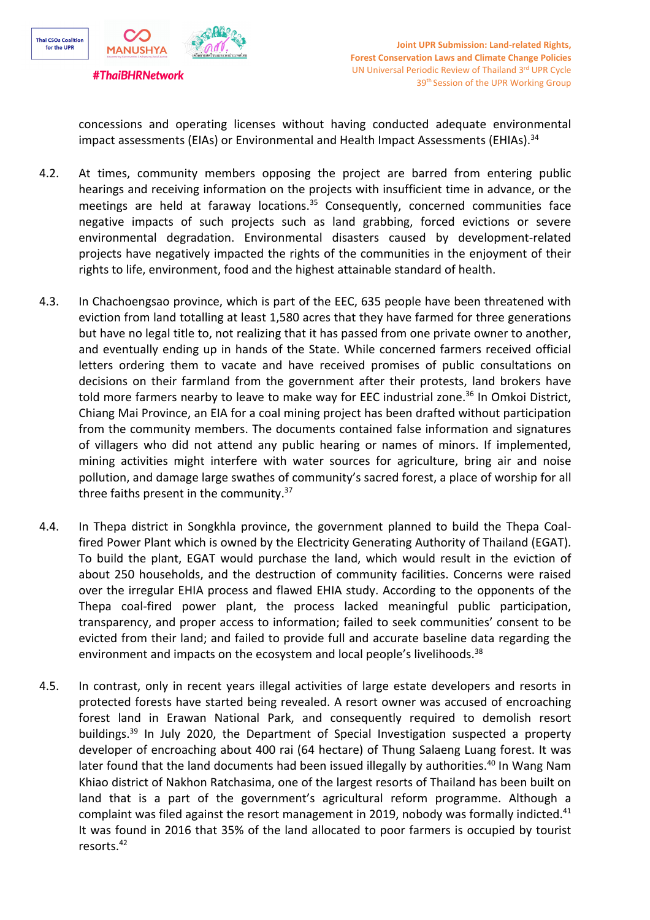concessions and operating licenses without having conducted adequate environmental impact assessments (EIAs) or Environmental and Health Impact Assessments (EHIAs).[34]

4.2. At times, community members opposing the project are barred from entering public hearings and receiving information on the projects with insufficient time in advance, or the meetings are held at faraway locations.[35] Consequently, concerned communities face negative impacts of such projects such as land grabbing, forced evictions or severe environmental degradation. Environmental disasters caused by development-related projects have negatively impacted the rights of the communities in the enjoyment of their rights to life, environment, food and the highest attainable standard of health.

4.3. In Chachoengsao province, which is part of the EEC, 635 people have been threatened with eviction from land totalling at least 1,580 acres that they have farmed for three generations but have no legal title to, not realizing that it has passed from one private owner to another, and eventually ending up in hands of the State. While concerned farmers received official letters ordering them to vacate and have received promises of public consultations on decisions on their farmland from the government after their protests, land brokers have told more farmers nearby to leave to make way for EEC industrial zone.[36] In Omkoi District, Chiang Mai Province, an EIA for a coal mining project has been drafted without participation from the community members. The documents contained false information and signatures of villagers who did not attend any public hearing or names of minors. If implemented, mining activities might interfere with water sources for agriculture, bring air and noise pollution, and damage large swathes of community's sacred forest, a place of worship for all three faiths present in the community.[37]

4.4. In Thepa district in Songkhla province, the government planned to build the Thepa Coal-fired Power Plant which is owned by the Electricity Generating Authority of Thailand (EGAT). To build the plant, EGAT would purchase the land, which would result in the eviction of about 250 households, and the destruction of community facilities. Concerns were raised over the irregular EHIA process and flawed EHIA study. According to the opponents of the Thepa coal-fired power plant, the process lacked meaningful public participation, transparency, and proper access to information; failed to seek communities' consent to be evicted from their land; and failed to provide full and accurate baseline data regarding the environment and impacts on the ecosystem and local people's livelihoods.[38]

4.5. In contrast, only in recent years illegal activities of large estate developers and resorts in protected forests have started being revealed. A resort owner was accused of encroaching forest land in Erawan National Park, and consequently required to demolish resort buildings.[39] In July 2020, the Department of Special Investigation suspected a property developer of encroaching about 400 rai (64 hectare) of Thung Salaeng Luang forest. It was later found that the land documents had been issued illegally by authorities.[40] In Wang Nam Khiao district of Nakhon Ratchasima, one of the largest resorts of Thailand has been built on land that is a part of the government's agricultural reform programme. Although a complaint was filed against the resort management in 2019, nobody was formally indicted.[41] It was found in 2016 that 35% of the land allocated to poor farmers is occupied by tourist resorts.[42]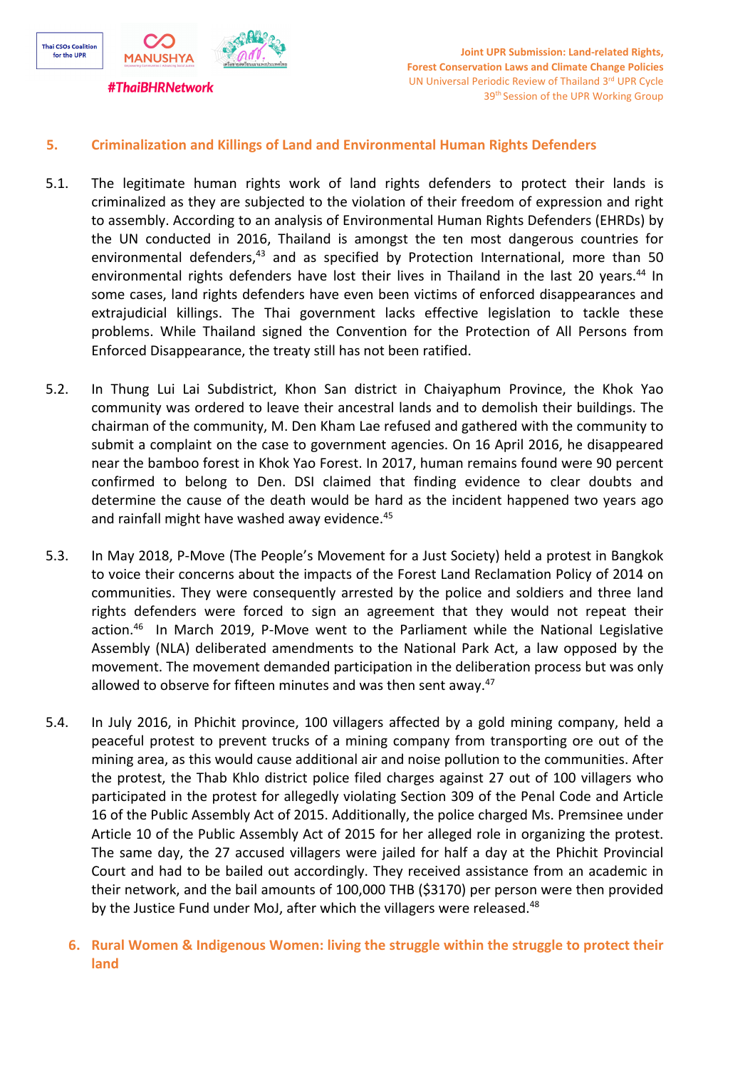## 5. Criminalization and Killings of Land and Environmental Human Rights Defenders

5.1. The legitimate human rights work of land rights defenders to protect their lands is criminalized as they are subjected to the violation of their freedom of expression and right to assembly. According to an analysis of Environmental Human Rights Defenders (EHRDs) by the UN conducted in 2016, Thailand is amongst the ten most dangerous countries for environmental defenders,[43] and as specified by Protection International, more than 50 environmental rights defenders have lost their lives in Thailand in the last 20 years.[44] In some cases, land rights defenders have even been victims of enforced disappearances and extrajudicial killings. The Thai government lacks effective legislation to tackle these problems. While Thailand signed the Convention for the Protection of All Persons from Enforced Disappearance, the treaty still has not been ratified.

5.2. In Thung Lui Lai Subdistrict, Khon San district in Chaiyaphum Province, the Khok Yao community was ordered to leave their ancestral lands and to demolish their buildings. The chairman of the community, M. Den Kham Lae refused and gathered with the community to submit a complaint on the case to government agencies. On 16 April 2016, he disappeared near the bamboo forest in Khok Yao Forest. In 2017, human remains found were 90 percent confirmed to belong to Den. DSI claimed that finding evidence to clear doubts and determine the cause of the death would be hard as the incident happened two years ago and rainfall might have washed away evidence.[45]

5.3. In May 2018, P-Move (The People's Movement for a Just Society) held a protest in Bangkok to voice their concerns about the impacts of the Forest Land Reclamation Policy of 2014 on communities. They were consequently arrested by the police and soldiers and three land rights defenders were forced to sign an agreement that they would not repeat their action.[46] In March 2019, P-Move went to the Parliament while the National Legislative Assembly (NLA) deliberated amendments to the National Park Act, a law opposed by the movement. The movement demanded participation in the deliberation process but was only allowed to observe for fifteen minutes and was then sent away.[47]

5.4. In July 2016, in Phichit province, 100 villagers affected by a gold mining company, held a peaceful protest to prevent trucks of a mining company from transporting ore out of the mining area, as this would cause additional air and noise pollution to the communities. After the protest, the Thab Khlo district police filed charges against 27 out of 100 villagers who participated in the protest for allegedly violating Section 309 of the Penal Code and Article 16 of the Public Assembly Act of 2015. Additionally, the police charged Ms. Premsinee under Article 10 of the Public Assembly Act of 2015 for her alleged role in organizing the protest. The same day, the 27 accused villagers were jailed for half a day at the Phichit Provincial Court and had to be bailed out accordingly. They received assistance from an academic in their network, and the bail amounts of 100,000 THB ($3170) per person were then provided by the Justice Fund under MoJ, after which the villagers were released.[48]

## 6. Rural Women & Indigenous Women: living the struggle within the struggle to protect their land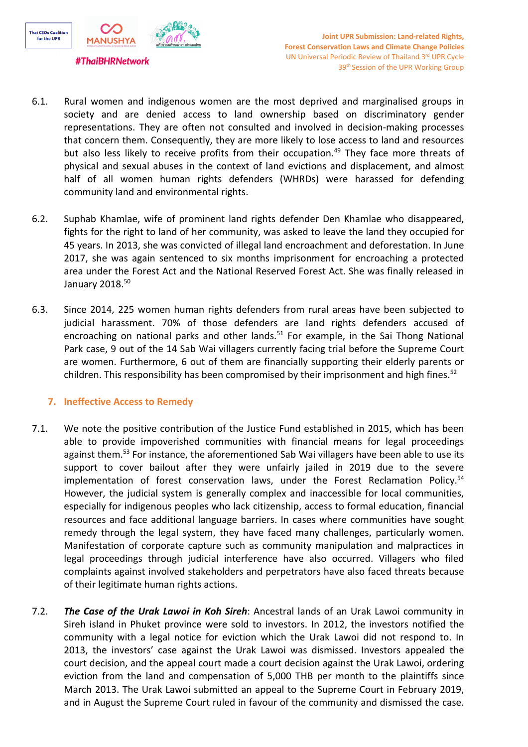6.1. Rural women and indigenous women are the most deprived and marginalised groups in society and are denied access to land ownership based on discriminatory gender representations. They are often not consulted and involved in decision-making processes that concern them. Consequently, they are more likely to lose access to land and resources but also less likely to receive profits from their occupation.[49] They face more threats of physical and sexual abuses in the context of land evictions and displacement, and almost half of all women human rights defenders (WHRDs) were harassed for defending community land and environmental rights.

6.2. Suphab Khamlae, wife of prominent land rights defender Den Khamlae who disappeared, fights for the right to land of her community, was asked to leave the land they occupied for 45 years. In 2013, she was convicted of illegal land encroachment and deforestation. In June 2017, she was again sentenced to six months imprisonment for encroaching a protected area under the Forest Act and the National Reserved Forest Act. She was finally released in January 2018.[50]

6.3. Since 2014, 225 women human rights defenders from rural areas have been subjected to judicial harassment. 70% of those defenders are land rights defenders accused of encroaching on national parks and other lands.[51] For example, in the Sai Thong National Park case, 9 out of the 14 Sab Wai villagers currently facing trial before the Supreme Court are women. Furthermore, 6 out of them are financially supporting their elderly parents or children. This responsibility has been compromised by their imprisonment and high fines.[52]

## 7. Ineffective Access to Remedy

7.1. We note the positive contribution of the Justice Fund established in 2015, which has been able to provide impoverished communities with financial means for legal proceedings against them.[53] For instance, the aforementioned Sab Wai villagers have been able to use its support to cover bailout after they were unfairly jailed in 2019 due to the severe implementation of forest conservation laws, under the Forest Reclamation Policy.[54] However, the judicial system is generally complex and inaccessible for local communities, especially for indigenous peoples who lack citizenship, access to formal education, financial resources and face additional language barriers. In cases where communities have sought remedy through the legal system, they have faced many challenges, particularly women. Manifestation of corporate capture such as community manipulation and malpractices in legal proceedings through judicial interference have also occurred. Villagers who filed complaints against involved stakeholders and perpetrators have also faced threats because of their legitimate human rights actions.

7.2. ***The Case of the Urak Lawoi in Koh Sireh***: Ancestral lands of an Urak Lawoi community in Sireh island in Phuket province were sold to investors. In 2012, the investors notified the community with a legal notice for eviction which the Urak Lawoi did not respond to. In 2013, the investors' case against the Urak Lawoi was dismissed. Investors appealed the court decision, and the appeal court made a court decision against the Urak Lawoi, ordering eviction from the land and compensation of 5,000 THB per month to the plaintiffs since March 2013. The Urak Lawoi submitted an appeal to the Supreme Court in February 2019, and in August the Supreme Court ruled in favour of the community and dismissed the case.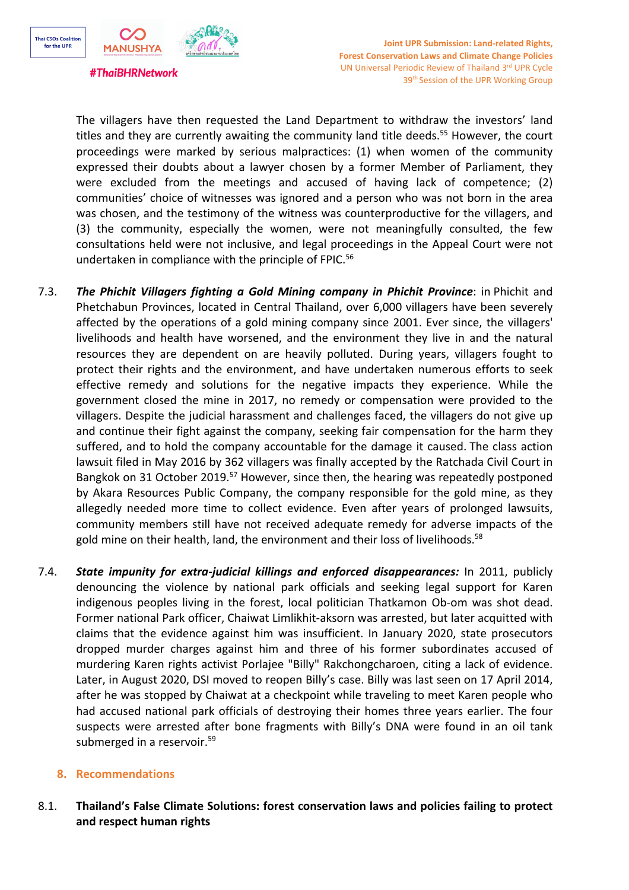The villagers have then requested the Land Department to withdraw the investors' land titles and they are currently awaiting the community land title deeds.[55] However, the court proceedings were marked by serious malpractices: (1) when women of the community expressed their doubts about a lawyer chosen by a former Member of Parliament, they were excluded from the meetings and accused of having lack of competence; (2) communities' choice of witnesses was ignored and a person who was not born in the area was chosen, and the testimony of the witness was counterproductive for the villagers, and (3) the community, especially the women, were not meaningfully consulted, the few consultations held were not inclusive, and legal proceedings in the Appeal Court were not undertaken in compliance with the principle of FPIC.[56]

7.3. ***The Phichit Villagers fighting a Gold Mining company in Phichit Province***: in Phichit and Phetchabun Provinces, located in Central Thailand, over 6,000 villagers have been severely affected by the operations of a gold mining company since 2001. Ever since, the villagers' livelihoods and health have worsened, and the environment they live in and the natural resources they are dependent on are heavily polluted. During years, villagers fought to protect their rights and the environment, and have undertaken numerous efforts to seek effective remedy and solutions for the negative impacts they experience. While the government closed the mine in 2017, no remedy or compensation were provided to the villagers. Despite the judicial harassment and challenges faced, the villagers do not give up and continue their fight against the company, seeking fair compensation for the harm they suffered, and to hold the company accountable for the damage it caused. The class action lawsuit filed in May 2016 by 362 villagers was finally accepted by the Ratchada Civil Court in Bangkok on 31 October 2019.[57] However, since then, the hearing was repeatedly postponed by Akara Resources Public Company, the company responsible for the gold mine, as they allegedly needed more time to collect evidence. Even after years of prolonged lawsuits, community members still have not received adequate remedy for adverse impacts of the gold mine on their health, land, the environment and their loss of livelihoods.[58]

7.4. ***State impunity for extra-judicial killings and enforced disappearances:*** In 2011, publicly denouncing the violence by national park officials and seeking legal support for Karen indigenous peoples living in the forest, local politician Thatkamon Ob-om was shot dead. Former national Park officer, Chaiwat Limlikhit-aksorn was arrested, but later acquitted with claims that the evidence against him was insufficient. In January 2020, state prosecutors dropped murder charges against him and three of his former subordinates accused of murdering Karen rights activist Porlajee "Billy" Rakchongcharoen, citing a lack of evidence. Later, in August 2020, DSI moved to reopen Billy's case. Billy was last seen on 17 April 2014, after he was stopped by Chaiwat at a checkpoint while traveling to meet Karen people who had accused national park officials of destroying their homes three years earlier. The four suspects were arrested after bone fragments with Billy's DNA were found in an oil tank submerged in a reservoir.[59]

## 8. Recommendations

8.1. **Thailand's False Climate Solutions: forest conservation laws and policies failing to protect and respect human rights**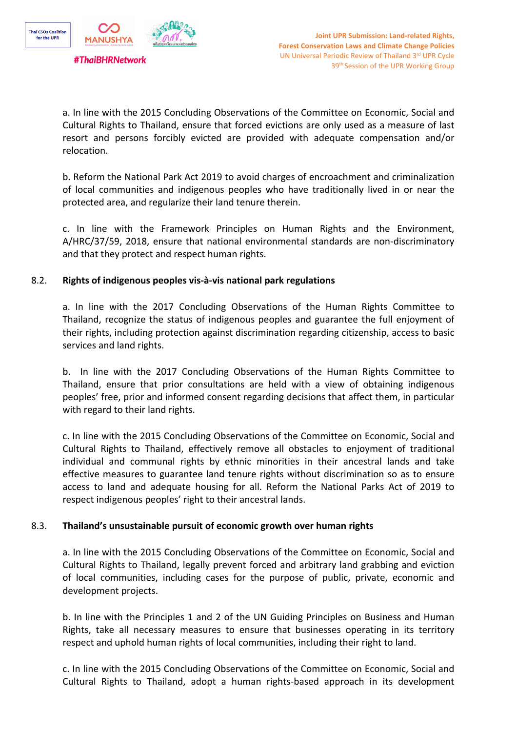a. In line with the 2015 Concluding Observations of the Committee on Economic, Social and Cultural Rights to Thailand, ensure that forced evictions are only used as a measure of last resort and persons forcibly evicted are provided with adequate compensation and/or relocation.

b. Reform the National Park Act 2019 to avoid charges of encroachment and criminalization of local communities and indigenous peoples who have traditionally lived in or near the protected area, and regularize their land tenure therein.

c. In line with the Framework Principles on Human Rights and the Environment, A/HRC/37/59, 2018, ensure that national environmental standards are non-discriminatory and that they protect and respect human rights.

## 8.2. Rights of indigenous peoples vis-à-vis national park regulations

a. In line with the 2017 Concluding Observations of the Human Rights Committee to Thailand, recognize the status of indigenous peoples and guarantee the full enjoyment of their rights, including protection against discrimination regarding citizenship, access to basic services and land rights.

b. In line with the 2017 Concluding Observations of the Human Rights Committee to Thailand, ensure that prior consultations are held with a view of obtaining indigenous peoples' free, prior and informed consent regarding decisions that affect them, in particular with regard to their land rights.

c. In line with the 2015 Concluding Observations of the Committee on Economic, Social and Cultural Rights to Thailand, effectively remove all obstacles to enjoyment of traditional individual and communal rights by ethnic minorities in their ancestral lands and take effective measures to guarantee land tenure rights without discrimination so as to ensure access to land and adequate housing for all. Reform the National Parks Act of 2019 to respect indigenous peoples' right to their ancestral lands.

## 8.3. Thailand's unsustainable pursuit of economic growth over human rights

a. In line with the 2015 Concluding Observations of the Committee on Economic, Social and Cultural Rights to Thailand, legally prevent forced and arbitrary land grabbing and eviction of local communities, including cases for the purpose of public, private, economic and development projects.

b. In line with the Principles 1 and 2 of the UN Guiding Principles on Business and Human Rights, take all necessary measures to ensure that businesses operating in its territory respect and uphold human rights of local communities, including their right to land.

c. In line with the 2015 Concluding Observations of the Committee on Economic, Social and Cultural Rights to Thailand, adopt a human rights-based approach in its development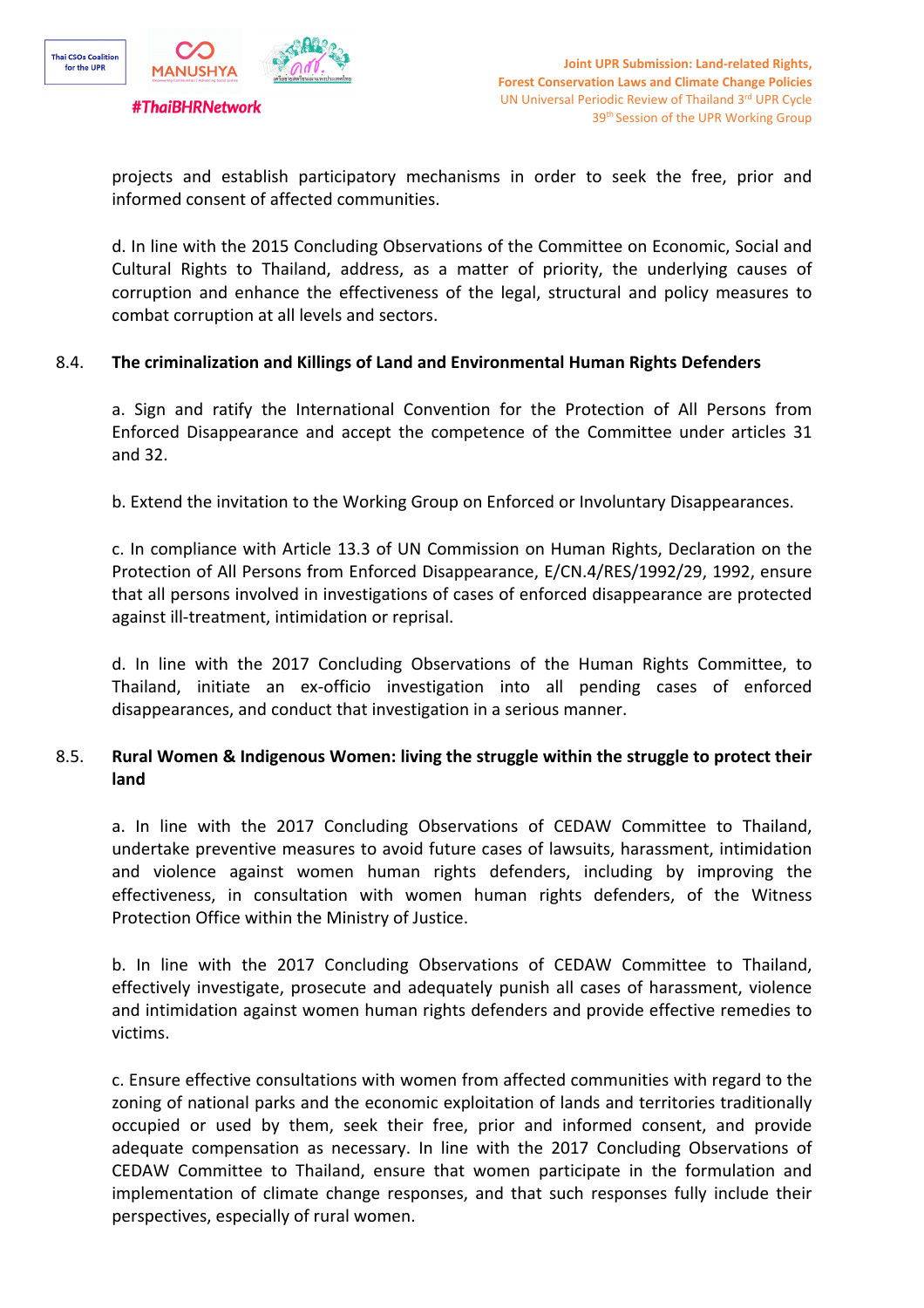projects and establish participatory mechanisms in order to seek the free, prior and informed consent of affected communities.

d. In line with the 2015 Concluding Observations of the Committee on Economic, Social and Cultural Rights to Thailand, address, as a matter of priority, the underlying causes of corruption and enhance the effectiveness of the legal, structural and policy measures to combat corruption at all levels and sectors.

### 8.4. The criminalization and Killings of Land and Environmental Human Rights Defenders

a. Sign and ratify the International Convention for the Protection of All Persons from Enforced Disappearance and accept the competence of the Committee under articles 31 and 32.

b. Extend the invitation to the Working Group on Enforced or Involuntary Disappearances.

c. In compliance with Article 13.3 of UN Commission on Human Rights, Declaration on the Protection of All Persons from Enforced Disappearance, E/CN.4/RES/1992/29, 1992, ensure that all persons involved in investigations of cases of enforced disappearance are protected against ill-treatment, intimidation or reprisal.

d. In line with the 2017 Concluding Observations of the Human Rights Committee, to Thailand, initiate an ex-officio investigation into all pending cases of enforced disappearances, and conduct that investigation in a serious manner.

### 8.5. Rural Women & Indigenous Women: living the struggle within the struggle to protect their land

a. In line with the 2017 Concluding Observations of CEDAW Committee to Thailand, undertake preventive measures to avoid future cases of lawsuits, harassment, intimidation and violence against women human rights defenders, including by improving the effectiveness, in consultation with women human rights defenders, of the Witness Protection Office within the Ministry of Justice.

b. In line with the 2017 Concluding Observations of CEDAW Committee to Thailand, effectively investigate, prosecute and adequately punish all cases of harassment, violence and intimidation against women human rights defenders and provide effective remedies to victims.

c. Ensure effective consultations with women from affected communities with regard to the zoning of national parks and the economic exploitation of lands and territories traditionally occupied or used by them, seek their free, prior and informed consent, and provide adequate compensation as necessary. In line with the 2017 Concluding Observations of CEDAW Committee to Thailand, ensure that women participate in the formulation and implementation of climate change responses, and that such responses fully include their perspectives, especially of rural women.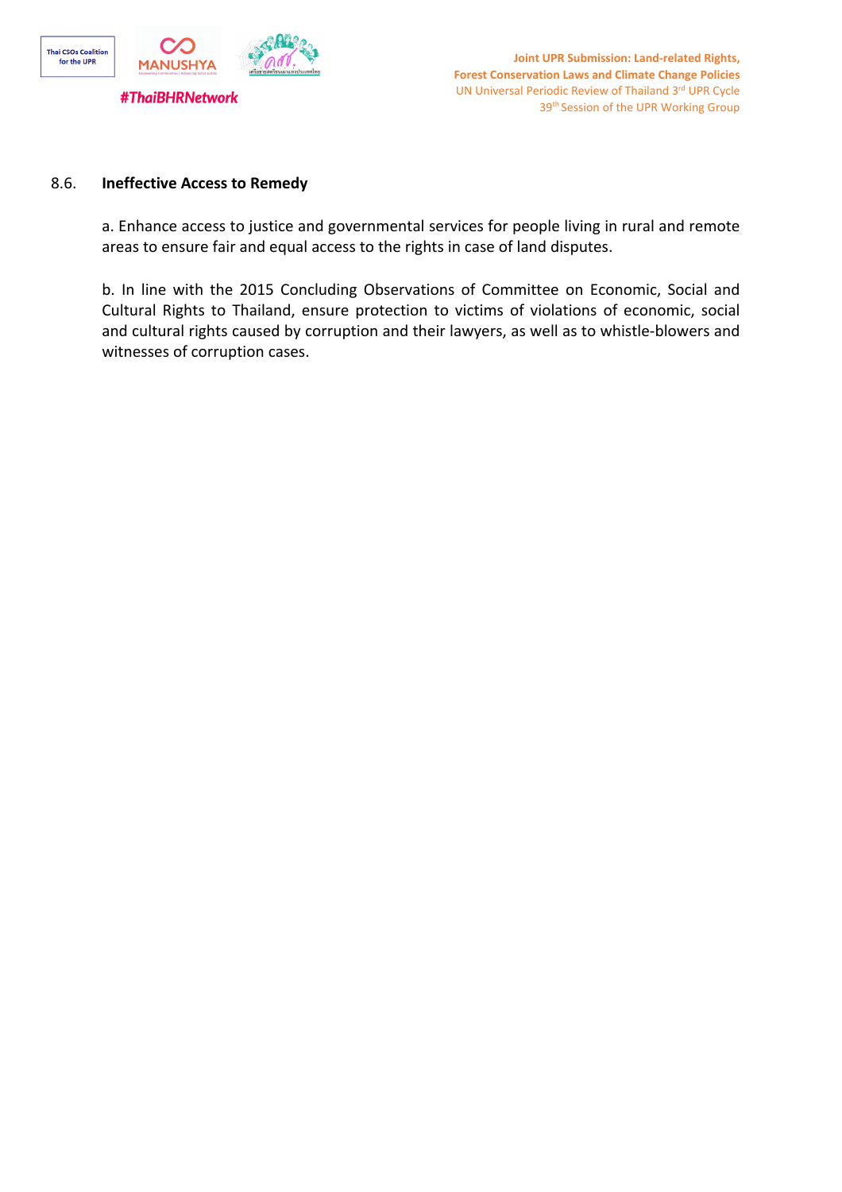### 8.6. Ineffective Access to Remedy

a. Enhance access to justice and governmental services for people living in rural and remote areas to ensure fair and equal access to the rights in case of land disputes.

b. In line with the 2015 Concluding Observations of Committee on Economic, Social and Cultural Rights to Thailand, ensure protection to victims of violations of economic, social and cultural rights caused by corruption and their lawyers, as well as to whistle-blowers and witnesses of corruption cases.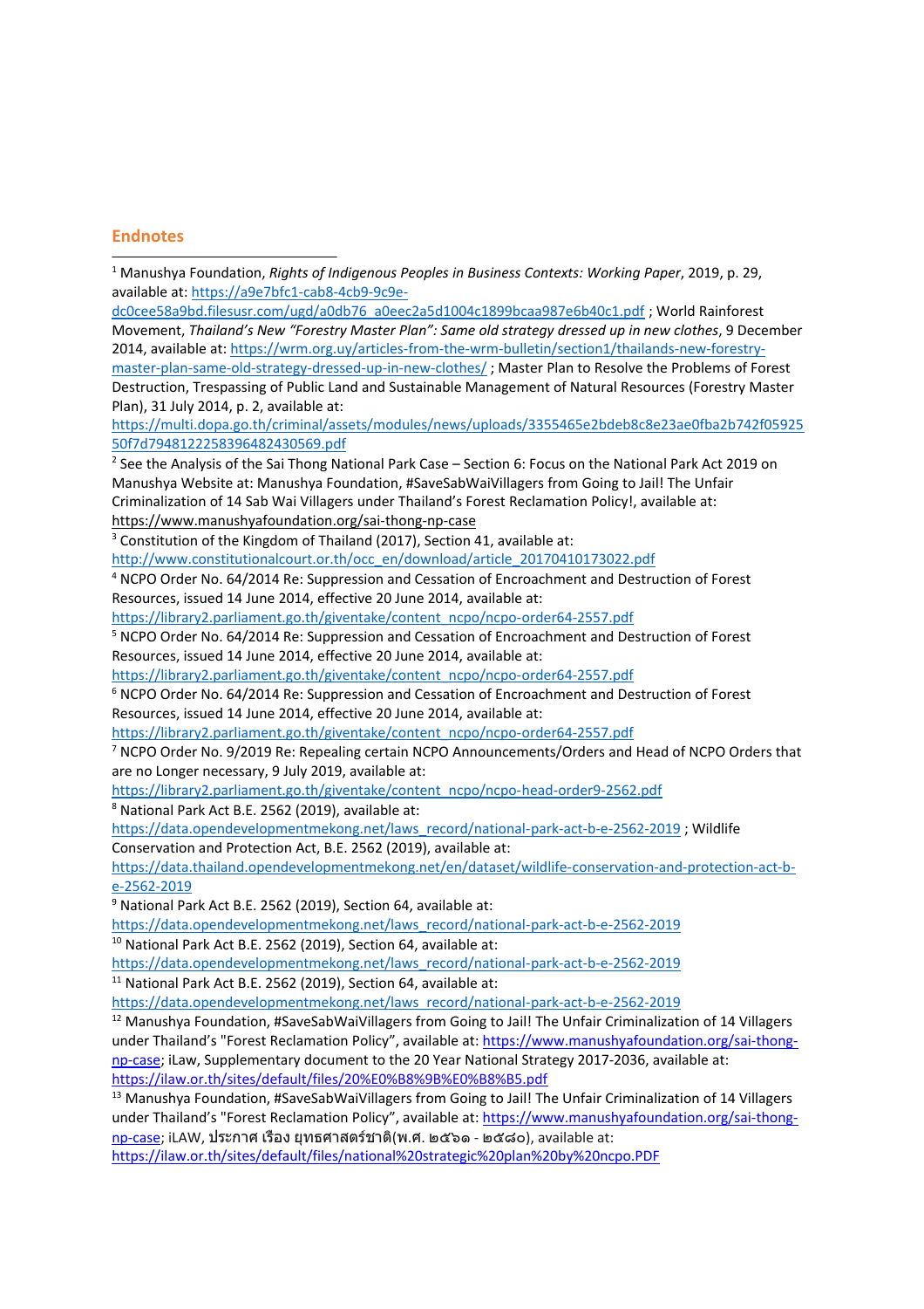## Endnotes

[1] Manushya Foundation, *Rights of Indigenous Peoples in Business Contexts: Working Paper*, 2019, p. 29, available at: https://a9e7bfc1-cab8-4cb9-9c9e-dc0cee58a9bd.filesusr.com/ugd/a0db76_a0eec2a5d1004c1899bcaa987e6b40c1.pdf ; World Rainforest Movement, *Thailand's New "Forestry Master Plan": Same old strategy dressed up in new clothes*, 9 December 2014, available at: https://wrm.org.uy/articles-from-the-wrm-bulletin/section1/thailands-new-forestry-master-plan-same-old-strategy-dressed-up-in-new-clothes/ ; Master Plan to Resolve the Problems of Forest Destruction, Trespassing of Public Land and Sustainable Management of Natural Resources (Forestry Master Plan), 31 July 2014, p. 2, available at: https://multi.dopa.go.th/criminal/assets/modules/news/uploads/3355465e2bdeb8c8e23ae0fba2b742f0592550f7d794812225839648243​0569.pdf

[2] See the Analysis of the Sai Thong National Park Case – Section 6: Focus on the National Park Act 2019 on Manushya Website at: Manushya Foundation, #SaveSabWaiVillagers from Going to Jail! The Unfair Criminalization of 14 Sab Wai Villagers under Thailand's Forest Reclamation Policy!, available at: https://www.manushyafoundation.org/sai-thong-np-case

[3] Constitution of the Kingdom of Thailand (2017), Section 41, available at: http://www.constitutionalcourt.or.th/occ_en/download/article_20170410173022.pdf

[4] NCPO Order No. 64/2014 Re: Suppression and Cessation of Encroachment and Destruction of Forest Resources, issued 14 June 2014, effective 20 June 2014, available at: https://library2.parliament.go.th/giventake/content_ncpo/ncpo-order64-2557.pdf

[5] NCPO Order No. 64/2014 Re: Suppression and Cessation of Encroachment and Destruction of Forest Resources, issued 14 June 2014, effective 20 June 2014, available at: https://library2.parliament.go.th/giventake/content_ncpo/ncpo-order64-2557.pdf

[6] NCPO Order No. 64/2014 Re: Suppression and Cessation of Encroachment and Destruction of Forest Resources, issued 14 June 2014, effective 20 June 2014, available at: https://library2.parliament.go.th/giventake/content_ncpo/ncpo-order64-2557.pdf

[7] NCPO Order No. 9/2019 Re: Repealing certain NCPO Announcements/Orders and Head of NCPO Orders that are no Longer necessary, 9 July 2019, available at: https://library2.parliament.go.th/giventake/content_ncpo/ncpo-head-order9-2562.pdf

[8] National Park Act B.E. 2562 (2019), available at: https://data.opendevelopmentmekong.net/laws_record/national-park-act-b-e-2562-2019 ; Wildlife Conservation and Protection Act, B.E. 2562 (2019), available at: https://data.thailand.opendevelopmentmekong.net/en/dataset/wildlife-conservation-and-protection-act-b-e-2562-2019

[9] National Park Act B.E. 2562 (2019), Section 64, available at: https://data.opendevelopmentmekong.net/laws_record/national-park-act-b-e-2562-2019

[10] National Park Act B.E. 2562 (2019), Section 64, available at: https://data.opendevelopmentmekong.net/laws_record/national-park-act-b-e-2562-2019

[11] National Park Act B.E. 2562 (2019), Section 64, available at: https://data.opendevelopmentmekong.net/laws_record/national-park-act-b-e-2562-2019

[12] Manushya Foundation, #SaveSabWaiVillagers from Going to Jail! The Unfair Criminalization of 14 Villagers under Thailand's "Forest Reclamation Policy", available at: https://www.manushyafoundation.org/sai-thong-np-case; iLaw, Supplementary document to the 20 Year National Strategy 2017-2036, available at: https://ilaw.or.th/sites/default/files/20%E0%B8%9B%E0%B8%B5.pdf

[13] Manushya Foundation, #SaveSabWaiVillagers from Going to Jail! The Unfair Criminalization of 14 Villagers under Thailand's "Forest Reclamation Policy", available at: https://www.manushyafoundation.org/sai-thong-np-case; iLAW, ประกาศ เรื่อง ยุทธศาสตร์ชาติ(พ.ศ. ๒๕๖๑ - ๒๕๘๐), available at: https://ilaw.or.th/sites/default/files/national%20strategic%20plan%20by%20ncpo.PDF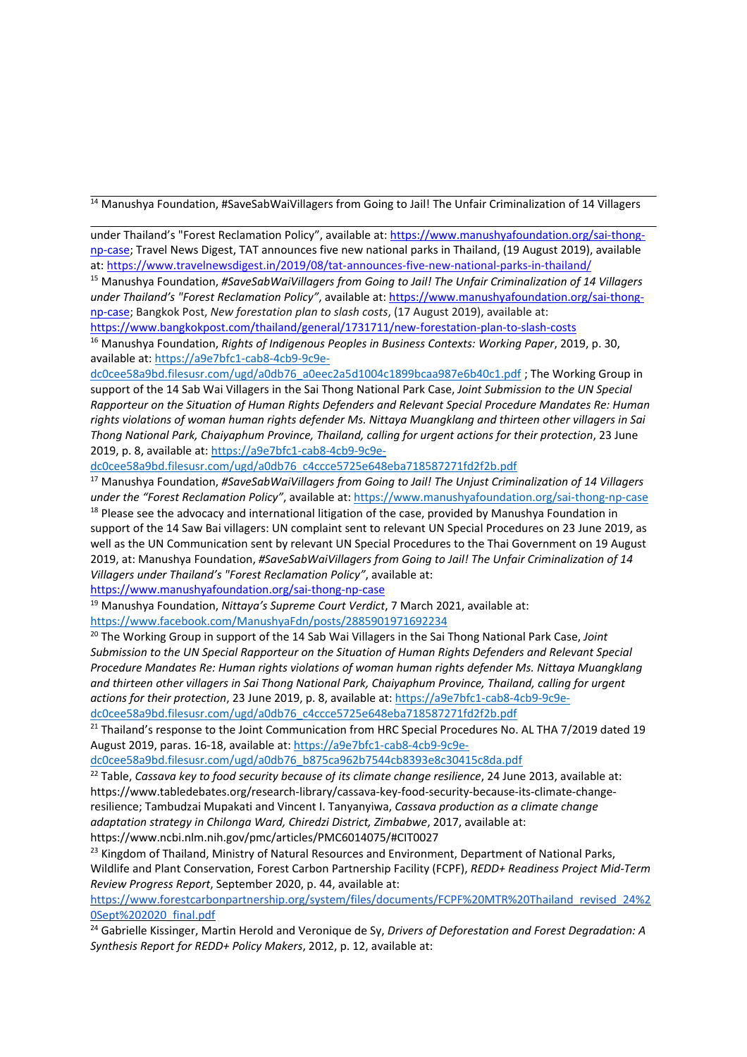[14] Manushya Foundation, #SaveSabWaiVillagers from Going to Jail! The Unfair Criminalization of 14 Villagers under Thailand's "Forest Reclamation Policy", available at: https://www.manushyafoundation.org/sai-thong-np-case; Travel News Digest, TAT announces five new national parks in Thailand, (19 August 2019), available at: https://www.travelnewsdigest.in/2019/08/tat-announces-five-new-national-parks-in-thailand/

[15] Manushya Foundation, *#SaveSabWaiVillagers from Going to Jail! The Unfair Criminalization of 14 Villagers under Thailand's "Forest Reclamation Policy"*, available at: https://www.manushyafoundation.org/sai-thong-np-case; Bangkok Post, *New forestation plan to slash costs*, (17 August 2019), available at: https://www.bangkokpost.com/thailand/general/1731711/new-forestation-plan-to-slash-costs

[16] Manushya Foundation, *Rights of Indigenous Peoples in Business Contexts: Working Paper*, 2019, p. 30, available at: https://a9e7bfc1-cab8-4cb9-9c9e-dc0cee58a9bd.filesusr.com/ugd/a0db76_a0eec2a5d1004c1899bcaa987e6b40c1.pdf ; The Working Group in support of the 14 Sab Wai Villagers in the Sai Thong National Park Case, *Joint Submission to the UN Special Rapporteur on the Situation of Human Rights Defenders and Relevant Special Procedure Mandates Re: Human rights violations of woman human rights defender Ms. Nittaya Muangklang and thirteen other villagers in Sai Thong National Park, Chaiyaphum Province, Thailand, calling for urgent actions for their protection*, 23 June 2019, p. 8, available at: https://a9e7bfc1-cab8-4cb9-9c9e-dc0cee58a9bd.filesusr.com/ugd/a0db76_c4ccce5725e648eba718587271fd2f2b.pdf

[17] Manushya Foundation, *#SaveSabWaiVillagers from Going to Jail! The Unjust Criminalization of 14 Villagers under the "Forest Reclamation Policy"*, available at: https://www.manushyafoundation.org/sai-thong-np-case

[18] Please see the advocacy and international litigation of the case, provided by Manushya Foundation in support of the 14 Saw Bai villagers: UN complaint sent to relevant UN Special Procedures on 23 June 2019, as well as the UN Communication sent by relevant UN Special Procedures to the Thai Government on 19 August 2019, at: Manushya Foundation, *#SaveSabWaiVillagers from Going to Jail! The Unfair Criminalization of 14 Villagers under Thailand's "Forest Reclamation Policy"*, available at: https://www.manushyafoundation.org/sai-thong-np-case

[19] Manushya Foundation, *Nittaya's Supreme Court Verdict*, 7 March 2021, available at: https://www.facebook.com/ManushyaFdn/posts/2885901971692234

[20] The Working Group in support of the 14 Sab Wai Villagers in the Sai Thong National Park Case, *Joint Submission to the UN Special Rapporteur on the Situation of Human Rights Defenders and Relevant Special Procedure Mandates Re: Human rights violations of woman human rights defender Ms. Nittaya Muangklang and thirteen other villagers in Sai Thong National Park, Chaiyaphum Province, Thailand, calling for urgent actions for their protection*, 23 June 2019, p. 8, available at: https://a9e7bfc1-cab8-4cb9-9c9e-dc0cee58a9bd.filesusr.com/ugd/a0db76_c4ccce5725e648eba718587271fd2f2b.pdf

[21] Thailand's response to the Joint Communication from HRC Special Procedures No. AL THA 7/2019 dated 19 August 2019, paras. 16-18, available at: https://a9e7bfc1-cab8-4cb9-9c9e-dc0cee58a9bd.filesusr.com/ugd/a0db76_b875ca962b7544cb8393e8c30415c8da.pdf

[22] Table, *Cassava key to food security because of its climate change resilience*, 24 June 2013, available at: https://www.tabledebates.org/research-library/cassava-key-food-security-because-its-climate-change-resilience; Tambudzai Mupakati and Vincent I. Tanyanyiwa, *Cassava production as a climate change adaptation strategy in Chilonga Ward, Chiredzi District, Zimbabwe*, 2017, available at: https://www.ncbi.nlm.nih.gov/pmc/articles/PMC6014075/#CIT0027

[23] Kingdom of Thailand, Ministry of Natural Resources and Environment, Department of National Parks, Wildlife and Plant Conservation, Forest Carbon Partnership Facility (FCPF), *REDD+ Readiness Project Mid-Term Review Progress Report*, September 2020, p. 44, available at: https://www.forestcarbonpartnership.org/system/files/documents/FCPF%20MTR%20Thailand_revised_24%20Sept%202020_final.pdf

[24] Gabrielle Kissinger, Martin Herold and Veronique de Sy, *Drivers of Deforestation and Forest Degradation: A Synthesis Report for REDD+ Policy Makers*, 2012, p. 12, available at: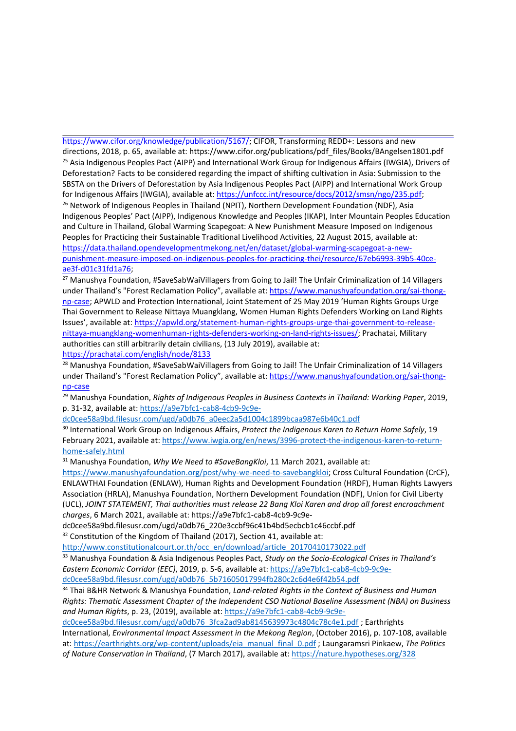https://www.cifor.org/knowledge/publication/5167/; CIFOR, Transforming REDD+: Lessons and new directions, 2018, p. 65, available at: https://www.cifor.org/publications/pdf_files/Books/BAngelsen1801.pdf

[25] Asia Indigenous Peoples Pact (AIPP) and International Work Group for Indigenous Affairs (IWGIA), Drivers of Deforestation? Facts to be considered regarding the impact of shifting cultivation in Asia: Submission to the SBSTA on the Drivers of Deforestation by Asia Indigenous Peoples Pact (AIPP) and International Work Group for Indigenous Affairs (IWGIA), available at: https://unfccc.int/resource/docs/2012/smsn/ngo/235.pdf;

[26] Network of Indigenous Peoples in Thailand (NPIT), Northern Development Foundation (NDF), Asia Indigenous Peoples' Pact (AIPP), Indigenous Knowledge and Peoples (IKAP), Inter Mountain Peoples Education and Culture in Thailand, Global Warming Scapegoat: A New Punishment Measure Imposed on Indigenous Peoples for Practicing their Sustainable Traditional Livelihood Activities, 22 August 2015, available at: https://data.thailand.opendevelopmentmekong.net/en/dataset/global-warming-scapegoat-a-new-punishment-measure-imposed-on-indigenous-peoples-for-practicing-thei/resource/67eb6993-39b5-40ce-ae3f-d01c31fd1a76;

[27] Manushya Foundation, #SaveSabWaiVillagers from Going to Jail! The Unfair Criminalization of 14 Villagers under Thailand's "Forest Reclamation Policy", available at: https://www.manushyafoundation.org/sai-thong-np-case; APWLD and Protection International, Joint Statement of 25 May 2019 'Human Rights Groups Urge Thai Government to Release Nittaya Muangklang, Women Human Rights Defenders Working on Land Rights Issues', available at: https://apwld.org/statement-human-rights-groups-urge-thai-government-to-release-nittaya-muangklang-womenhuman-rights-defenders-working-on-land-rights-issues/; Prachatai, Military authorities can still arbitrarily detain civilians, (13 July 2019), available at: https://prachatai.com/english/node/8133

[28] Manushya Foundation, #SaveSabWaiVillagers from Going to Jail! The Unfair Criminalization of 14 Villagers under Thailand's "Forest Reclamation Policy", available at: https://www.manushyafoundation.org/sai-thong-np-case

[29] Manushya Foundation, *Rights of Indigenous Peoples in Business Contexts in Thailand: Working Paper*, 2019, p. 31-32, available at: https://a9e7bfc1-cab8-4cb9-9c9e-dc0cee58a9bd.filesusr.com/ugd/a0db76_a0eec2a5d1004c1899bcaa987e6b40c1.pdf

[30] International Work Group on Indigenous Affairs, *Protect the Indigenous Karen to Return Home Safely*, 19 February 2021, available at: https://www.iwgia.org/en/news/3996-protect-the-indigenous-karen-to-return-home-safely.html

[31] Manushya Foundation, *Why We Need to #SaveBangKloi*, 11 March 2021, available at: https://www.manushyafoundation.org/post/why-we-need-to-savebangkloi; Cross Cultural Foundation (CrCF), ENLAWTHAI Foundation (ENLAW), Human Rights and Development Foundation (HRDF), Human Rights Lawyers Association (HRLA), Manushya Foundation, Northern Development Foundation (NDF), Union for Civil Liberty (UCL), *JOINT STATEMENT, Thai authorities must release 22 Bang Kloi Karen and drop all forest encroachment charges*, 6 March 2021, available at: https://a9e7bfc1-cab8-4cb9-9c9e-dc0cee58a9bd.filesusr.com/ugd/a0db76_220e3ccbf96c41b4bd5ecbcb1c46ccbf.pdf

[32] Constitution of the Kingdom of Thailand (2017), Section 41, available at: http://www.constitutionalcourt.or.th/occ_en/download/article_20170410173022.pdf

[33] Manushya Foundation & Asia Indigenous Peoples Pact, *Study on the Socio-Ecological Crises in Thailand's Eastern Economic Corridor (EEC)*, 2019, p. 5-6, available at: https://a9e7bfc1-cab8-4cb9-9c9e-dc0cee58a9bd.filesusr.com/ugd/a0db76_5b71605017994fb280c2c6d4e6f42b54.pdf

[34] Thai B&HR Network & Manushya Foundation, *Land-related Rights in the Context of Business and Human Rights: Thematic Assessment Chapter of the Independent CSO National Baseline Assessment (NBA) on Business and Human Rights*, p. 23, (2019), available at: https://a9e7bfc1-cab8-4cb9-9c9e-dc0cee58a9bd.filesusr.com/ugd/a0db76_3fca2ad9ab8145639973c4804c78c4e1.pdf ; Earthrights International, *Environmental Impact Assessment in the Mekong Region*, (October 2016), p. 107-108, available at: https://earthrights.org/wp-content/uploads/eia_manual_final_0.pdf ; Laungaramsri Pinkaew, *The Politics of Nature Conservation in Thailand*, (7 March 2017), available at: https://nature.hypotheses.org/328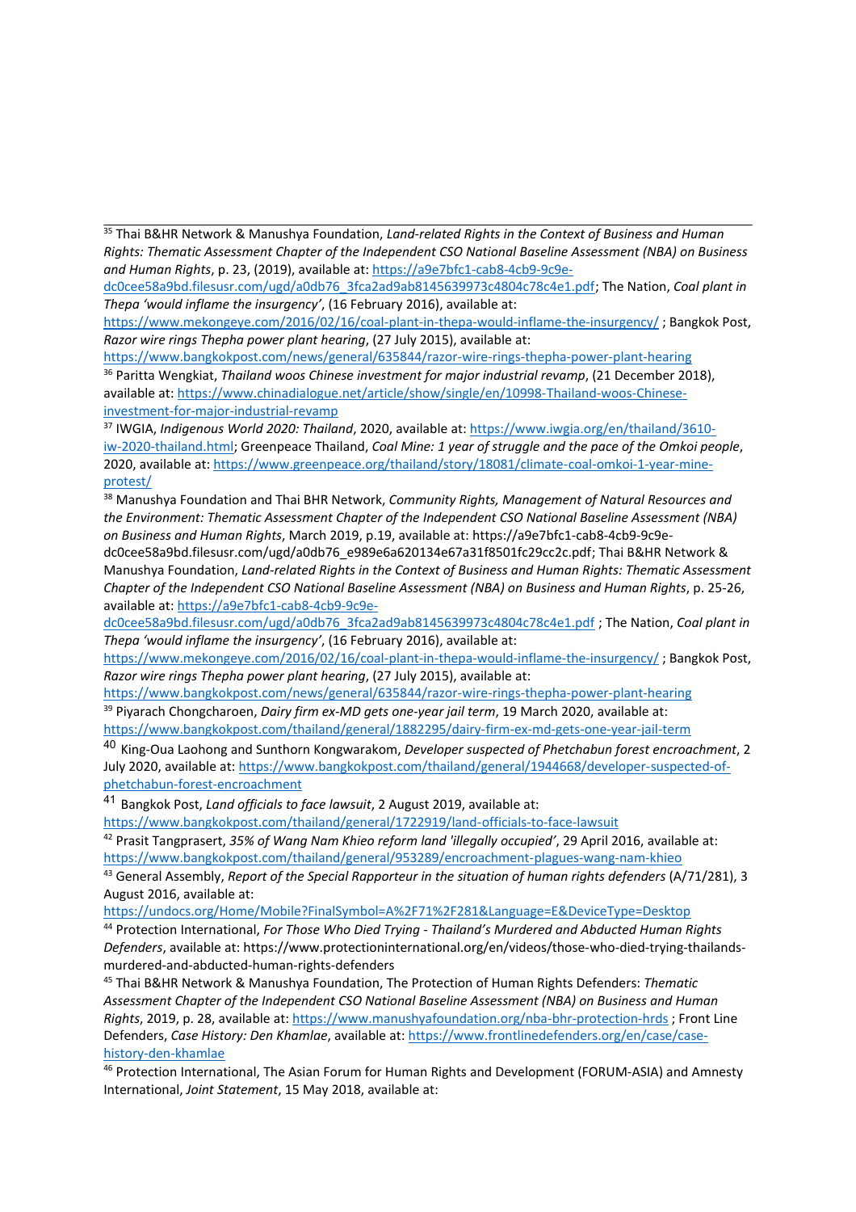[35] Thai B&HR Network & Manushya Foundation, *Land-related Rights in the Context of Business and Human Rights: Thematic Assessment Chapter of the Independent CSO National Baseline Assessment (NBA) on Business and Human Rights*, p. 23, (2019), available at: https://a9e7bfc1-cab8-4cb9-9c9e-dc0cee58a9bd.filesusr.com/ugd/a0db76_3fca2ad9ab8145639973c4804c78c4e1.pdf; The Nation, *Coal plant in Thepa 'would inflame the insurgency'*, (16 February 2016), available at: https://www.mekongeye.com/2016/02/16/coal-plant-in-thepa-would-inflame-the-insurgency/ ; Bangkok Post, *Razor wire rings Thepha power plant hearing*, (27 July 2015), available at: https://www.bangkokpost.com/news/general/635844/razor-wire-rings-thepha-power-plant-hearing

[36] Paritta Wengkiat, *Thailand woos Chinese investment for major industrial revamp*, (21 December 2018), available at: https://www.chinadialogue.net/article/show/single/en/10998-Thailand-woos-Chinese-investment-for-major-industrial-revamp

[37] IWGIA, *Indigenous World 2020: Thailand*, 2020, available at: https://www.iwgia.org/en/thailand/3610-iw-2020-thailand.html; Greenpeace Thailand, *Coal Mine: 1 year of struggle and the pace of the Omkoi people*, 2020, available at: https://www.greenpeace.org/thailand/story/18081/climate-coal-omkoi-1-year-mine-protest/

[38] Manushya Foundation and Thai BHR Network, *Community Rights, Management of Natural Resources and the Environment: Thematic Assessment Chapter of the Independent CSO National Baseline Assessment (NBA) on Business and Human Rights*, March 2019, p.19, available at: https://a9e7bfc1-cab8-4cb9-9c9e-dc0cee58a9bd.filesusr.com/ugd/a0db76_e989e6a620134e67a31f8501fc29cc2c.pdf; Thai B&HR Network & Manushya Foundation, *Land-related Rights in the Context of Business and Human Rights: Thematic Assessment Chapter of the Independent CSO National Baseline Assessment (NBA) on Business and Human Rights*, p. 25-26, available at: https://a9e7bfc1-cab8-4cb9-9c9e-dc0cee58a9bd.filesusr.com/ugd/a0db76_3fca2ad9ab8145639973c4804c78c4e1.pdf ; The Nation, *Coal plant in Thepa 'would inflame the insurgency'*, (16 February 2016), available at: https://www.mekongeye.com/2016/02/16/coal-plant-in-thepa-would-inflame-the-insurgency/ ; Bangkok Post, *Razor wire rings Thepha power plant hearing*, (27 July 2015), available at: https://www.bangkokpost.com/news/general/635844/razor-wire-rings-thepha-power-plant-hearing

[39] Piyarach Chongcharoen, *Dairy firm ex-MD gets one-year jail term*, 19 March 2020, available at: https://www.bangkokpost.com/thailand/general/1882295/dairy-firm-ex-md-gets-one-year-jail-term

[40] King-Oua Laohong and Sunthorn Kongwarakom, *Developer suspected of Phetchabun forest encroachment*, 2 July 2020, available at: https://www.bangkokpost.com/thailand/general/1944668/developer-suspected-of-phetchabun-forest-encroachment

[41] Bangkok Post, *Land officials to face lawsuit*, 2 August 2019, available at: https://www.bangkokpost.com/thailand/general/1722919/land-officials-to-face-lawsuit

[42] Prasit Tangprasert, *35% of Wang Nam Khieo reform land 'illegally occupied'*, 29 April 2016, available at: https://www.bangkokpost.com/thailand/general/953289/encroachment-plagues-wang-nam-khieo

[43] General Assembly, *Report of the Special Rapporteur in the situation of human rights defenders* (A/71/281), 3 August 2016, available at: https://undocs.org/Home/Mobile?FinalSymbol=A%2F71%2F281&Language=E&DeviceType=Desktop

[44] Protection International, *For Those Who Died Trying - Thailand's Murdered and Abducted Human Rights Defenders*, available at: https://www.protectioninternational.org/en/videos/those-who-died-trying-thailands-murdered-and-abducted-human-rights-defenders

[45] Thai B&HR Network & Manushya Foundation, The Protection of Human Rights Defenders: *Thematic Assessment Chapter of the Independent CSO National Baseline Assessment (NBA) on Business and Human Rights*, 2019, p. 28, available at: https://www.manushyafoundation.org/nba-bhr-protection-hrds ; Front Line Defenders, *Case History: Den Khamlae*, available at: https://www.frontlinedefenders.org/en/case/case-history-den-khamlae

[46] Protection International, The Asian Forum for Human Rights and Development (FORUM-ASIA) and Amnesty International, *Joint Statement*, 15 May 2018, available at: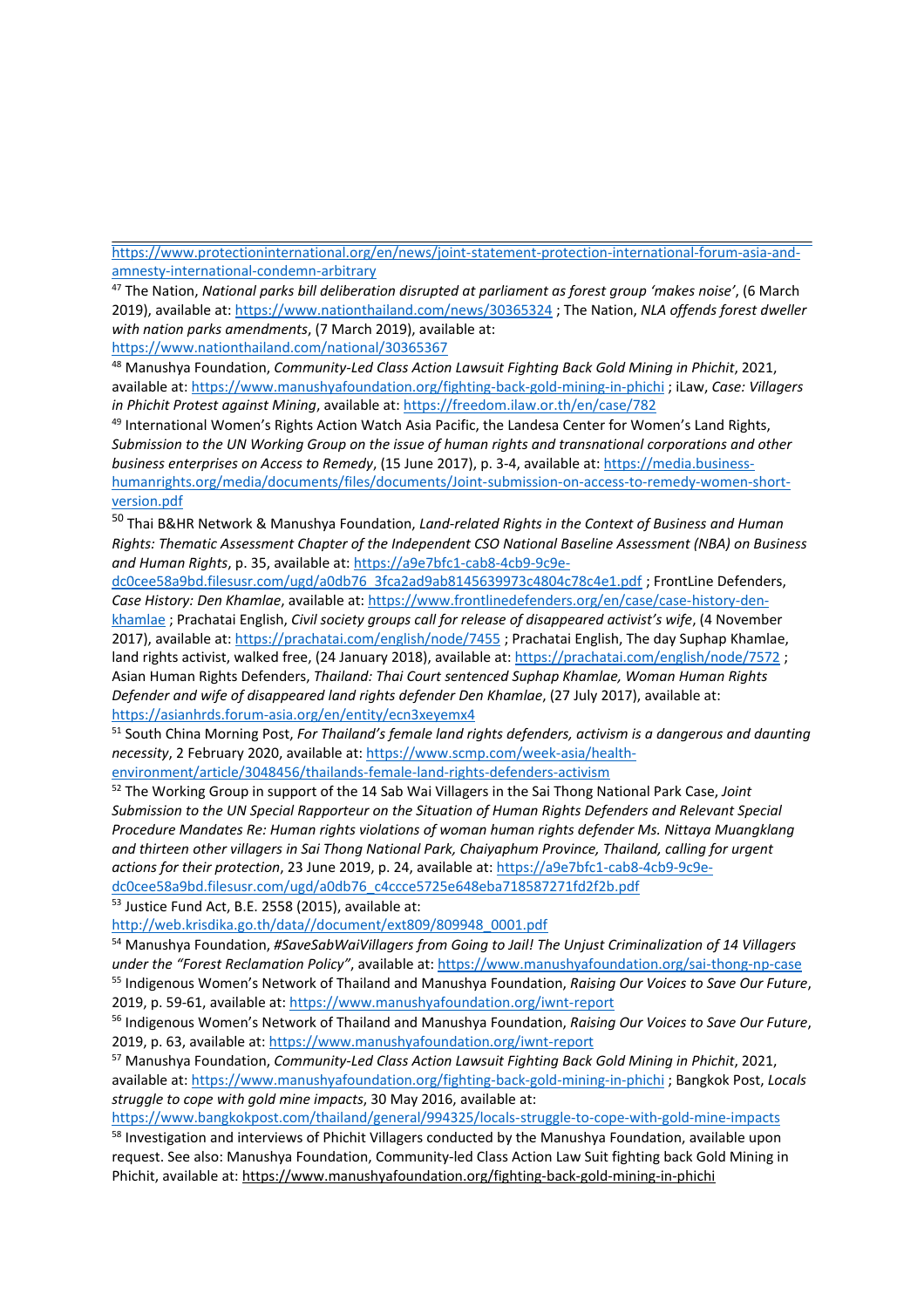https://www.protectioninternational.org/en/news/joint-statement-protection-international-forum-asia-and-amnesty-international-condemn-arbitrary

[47] The Nation, *National parks bill deliberation disrupted at parliament as forest group 'makes noise'*, (6 March 2019), available at: https://www.nationthailand.com/news/30365324 ; The Nation, *NLA offends forest dweller with nation parks amendments*, (7 March 2019), available at: https://www.nationthailand.com/national/30365367

[48] Manushya Foundation, *Community-Led Class Action Lawsuit Fighting Back Gold Mining in Phichit*, 2021, available at: https://www.manushyafoundation.org/fighting-back-gold-mining-in-phichi ; iLaw, *Case: Villagers in Phichit Protest against Mining*, available at: https://freedom.ilaw.or.th/en/case/782

[49] International Women's Rights Action Watch Asia Pacific, the Landesa Center for Women's Land Rights, *Submission to the UN Working Group on the issue of human rights and transnational corporations and other business enterprises on Access to Remedy*, (15 June 2017), p. 3-4, available at: https://media.business-humanrights.org/media/documents/files/documents/Joint-submission-on-access-to-remedy-women-short-version.pdf

[50] Thai B&HR Network & Manushya Foundation, *Land-related Rights in the Context of Business and Human Rights: Thematic Assessment Chapter of the Independent CSO National Baseline Assessment (NBA) on Business and Human Rights*, p. 35, available at: https://a9e7bfc1-cab8-4cb9-9c9e-dc0cee58a9bd.filesusr.com/ugd/a0db76_3fca2ad9ab8145639973c4804c78c4e1.pdf ; FrontLine Defenders, *Case History: Den Khamlae*, available at: https://www.frontlinedefenders.org/en/case/case-history-den-khamlae ; Prachatai English, *Civil society groups call for release of disappeared activist's wife*, (4 November 2017), available at: https://prachatai.com/english/node/7455 ; Prachatai English, The day Suphap Khamlae, land rights activist, walked free, (24 January 2018), available at: https://prachatai.com/english/node/7572 ; Asian Human Rights Defenders, *Thailand: Thai Court sentenced Suphap Khamlae, Woman Human Rights Defender and wife of disappeared land rights defender Den Khamlae*, (27 July 2017), available at: https://asianhrds.forum-asia.org/en/entity/ecn3xeyemx4

[51] South China Morning Post, *For Thailand's female land rights defenders, activism is a dangerous and daunting necessity*, 2 February 2020, available at: https://www.scmp.com/week-asia/health-environment/article/3048456/thailands-female-land-rights-defenders-activism

[52] The Working Group in support of the 14 Sab Wai Villagers in the Sai Thong National Park Case, *Joint Submission to the UN Special Rapporteur on the Situation of Human Rights Defenders and Relevant Special Procedure Mandates Re: Human rights violations of woman human rights defender Ms. Nittaya Muangklang and thirteen other villagers in Sai Thong National Park, Chaiyaphum Province, Thailand, calling for urgent actions for their protection*, 23 June 2019, p. 24, available at: https://a9e7bfc1-cab8-4cb9-9c9e-dc0cee58a9bd.filesusr.com/ugd/a0db76_c4ccce5725e648eba718587271fd2f2b.pdf

[53] Justice Fund Act, B.E. 2558 (2015), available at: http://web.krisdika.go.th/data//document/ext809/809948_0001.pdf

[54] Manushya Foundation, *#SaveSabWaiVillagers from Going to Jail! The Unjust Criminalization of 14 Villagers under the "Forest Reclamation Policy"*, available at: https://www.manushyafoundation.org/sai-thong-np-case

[55] Indigenous Women's Network of Thailand and Manushya Foundation, *Raising Our Voices to Save Our Future*, 2019, p. 59-61, available at: https://www.manushyafoundation.org/iwnt-report

[56] Indigenous Women's Network of Thailand and Manushya Foundation, *Raising Our Voices to Save Our Future*, 2019, p. 63, available at: https://www.manushyafoundation.org/iwnt-report

[57] Manushya Foundation, *Community-Led Class Action Lawsuit Fighting Back Gold Mining in Phichit*, 2021, available at: https://www.manushyafoundation.org/fighting-back-gold-mining-in-phichi ; Bangkok Post, *Locals struggle to cope with gold mine impacts*, 30 May 2016, available at: https://www.bangkokpost.com/thailand/general/994325/locals-struggle-to-cope-with-gold-mine-impacts

[58] Investigation and interviews of Phichit Villagers conducted by the Manushya Foundation, available upon request. See also: Manushya Foundation, Community-led Class Action Law Suit fighting back Gold Mining in Phichit, available at: https://www.manushyafoundation.org/fighting-back-gold-mining-in-phichi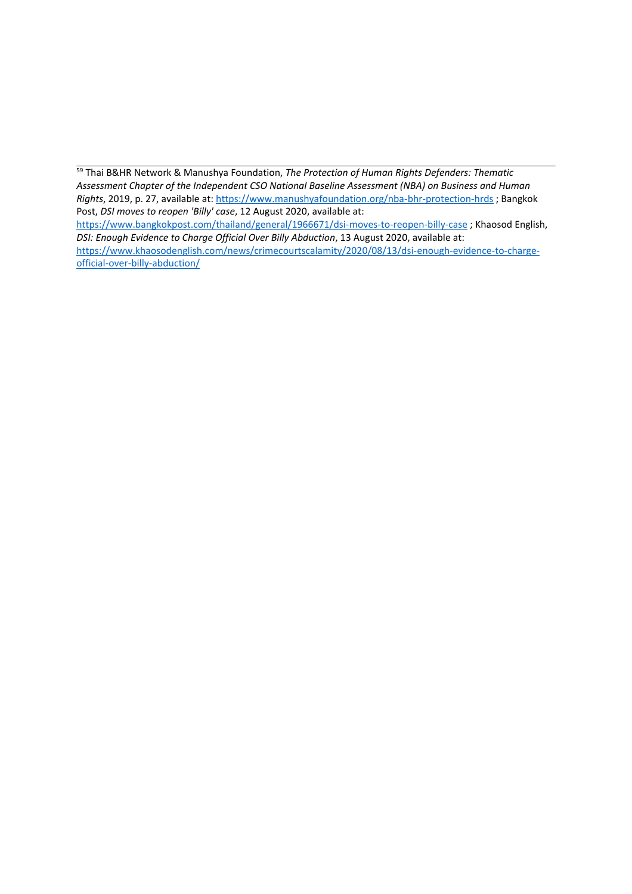[59] Thai B&HR Network & Manushya Foundation, *The Protection of Human Rights Defenders: Thematic Assessment Chapter of the Independent CSO National Baseline Assessment (NBA) on Business and Human Rights*, 2019, p. 27, available at: https://www.manushyafoundation.org/nba-bhr-protection-hrds ; Bangkok Post, *DSI moves to reopen 'Billy' case*, 12 August 2020, available at: https://www.bangkokpost.com/thailand/general/1966671/dsi-moves-to-reopen-billy-case ; Khaosod English, *DSI: Enough Evidence to Charge Official Over Billy Abduction*, 13 August 2020, available at: https://www.khaosodenglish.com/news/crimecourtscalamity/2020/08/13/dsi-enough-evidence-to-charge-official-over-billy-abduction/